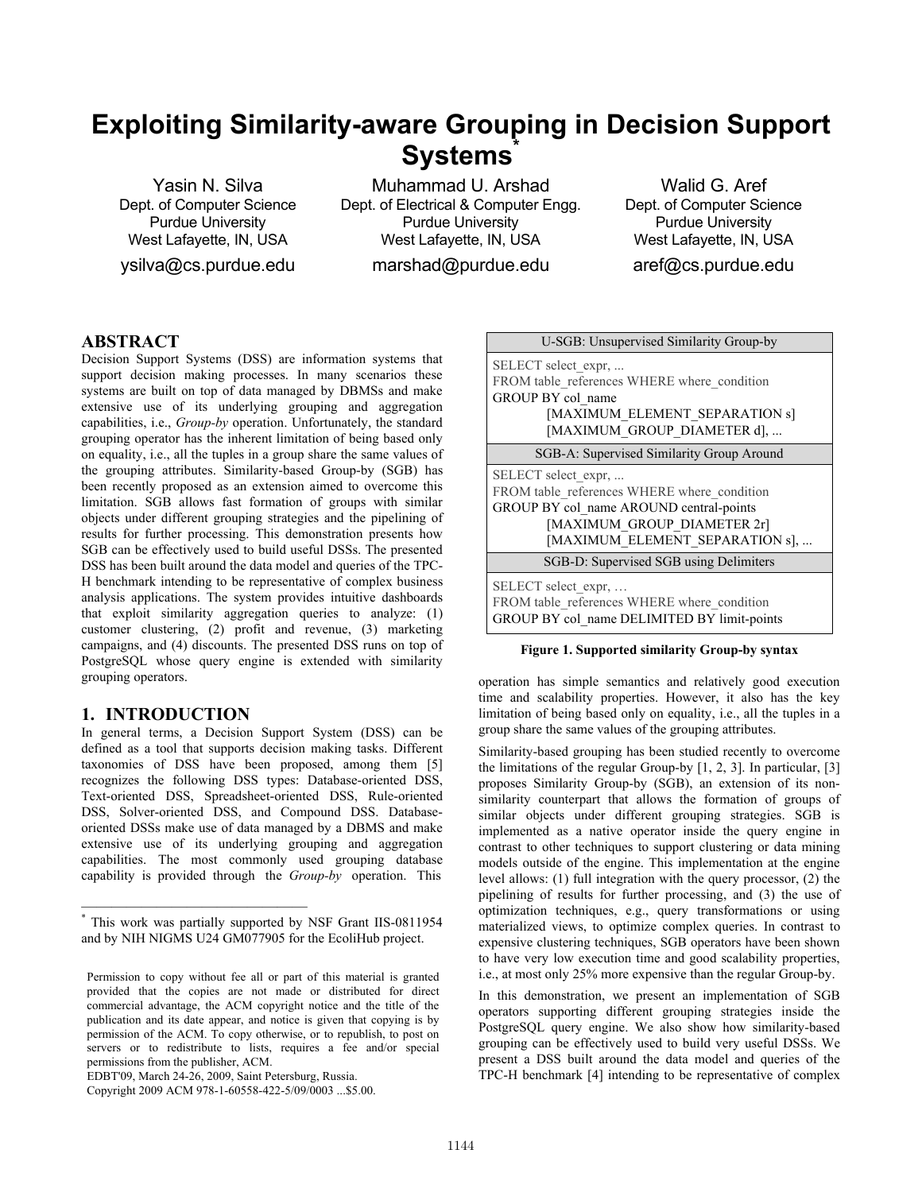# Exploiting Similarity-aware Grouping in Decision Support Systems*

Yasin N. Silva
Dept. of Computer Science
Purdue University
West Lafayette, IN, USA
ysilva@cs.purdue.edu

Muhammad U. Arshad
Dept. of Electrical & Computer Engg.
Purdue University
West Lafayette, IN, USA
marshad@purdue.edu

Walid G. Aref
Dept. of Computer Science
Purdue University
West Lafayette, IN, USA
aref@cs.purdue.edu

## ABSTRACT

Decision Support Systems (DSS) are information systems that support decision making processes. In many scenarios these systems are built on top of data managed by DBMSs and make extensive use of its underlying grouping and aggregation capabilities, i.e., *Group-by* operation. Unfortunately, the standard grouping operator has the inherent limitation of being based only on equality, i.e., all the tuples in a group share the same values of the grouping attributes. Similarity-based Group-by (SGB) has been recently proposed as an extension aimed to overcome this limitation. SGB allows fast formation of groups with similar objects under different grouping strategies and the pipelining of results for further processing. This demonstration presents how SGB can be effectively used to build useful DSSs. The presented DSS has been built around the data model and queries of the TPC-H benchmark intending to be representative of complex business analysis applications. The system provides intuitive dashboards that exploit similarity aggregation queries to analyze: (1) customer clustering, (2) profit and revenue, (3) marketing campaigns, and (4) discounts. The presented DSS runs on top of PostgreSQL whose query engine is extended with similarity grouping operators.

## 1. INTRODUCTION

In general terms, a Decision Support System (DSS) can be defined as a tool that supports decision making tasks. Different taxonomies of DSS have been proposed, among them [5] recognizes the following DSS types: Database-oriented DSS, Text-oriented DSS, Spreadsheet-oriented DSS, Rule-oriented DSS, Solver-oriented DSS, and Compound DSS. Database-oriented DSSs make use of data managed by a DBMS and make extensive use of its underlying grouping and aggregation capabilities. The most commonly used grouping database capability is provided through the *Group-by* operation. This operation has simple semantics and relatively good execution time and scalability properties. However, it also has the key limitation of being based only on equality, i.e., all the tuples in a group share the same values of the grouping attributes.

| U-SGB: Unsupervised Similarity Group-by |
|---|
| SELECT select_expr, ...<br>FROM table_references WHERE where_condition<br>GROUP BY col_name<br>[MAXIMUM_ELEMENT_SEPARATION s]<br>[MAXIMUM_GROUP_DIAMETER d], ... |
| **SGB-A: Supervised Similarity Group Around** |
| SELECT select_expr, ...<br>FROM table_references WHERE where_condition<br>GROUP BY col_name AROUND central-points<br>[MAXIMUM_GROUP_DIAMETER 2r]<br>[MAXIMUM_ELEMENT_SEPARATION s], ... |
| **SGB-D: Supervised SGB using Delimiters** |
| SELECT select_expr, …<br>FROM table_references WHERE where_condition<br>GROUP BY col_name DELIMITED BY limit-points |

**Figure 1. Supported similarity Group-by syntax**

Similarity-based grouping has been studied recently to overcome the limitations of the regular Group-by [1, 2, 3]. In particular, [3] proposes Similarity Group-by (SGB), an extension of its non-similarity counterpart that allows the formation of groups of similar objects under different grouping strategies. SGB is implemented as a native operator inside the query engine in contrast to other techniques to support clustering or data mining models outside of the engine. This implementation at the engine level allows: (1) full integration with the query processor, (2) the pipelining of results for further processing, and (3) the use of optimization techniques, e.g., query transformations or using materialized views, to optimize complex queries. In contrast to expensive clustering techniques, SGB operators have been shown to have very low execution time and good scalability properties, i.e., at most only 25% more expensive than the regular Group-by.

In this demonstration, we present an implementation of SGB operators supporting different grouping strategies inside the PostgreSQL query engine. We also show how similarity-based grouping can be effectively used to build very useful DSSs. We present a DSS built around the data model and queries of the TPC-H benchmark [4] intending to be representative of complex

---

* This work was partially supported by NSF Grant IIS-0811954 and by NIH NIGMS U24 GM077905 for the EcoliHub project.

Permission to copy without fee all or part of this material is granted provided that the copies are not made or distributed for direct commercial advantage, the ACM copyright notice and the title of the publication and its date appear, and notice is given that copying is by permission of the ACM. To copy otherwise, or to republish, to post on servers or to redistribute to lists, requires a fee and/or special permissions from the publisher, ACM.
EDBT'09, March 24-26, 2009, Saint Petersburg, Russia.
Copyright 2009 ACM 978-1-60558-422-5/09/0003 ...$5.00.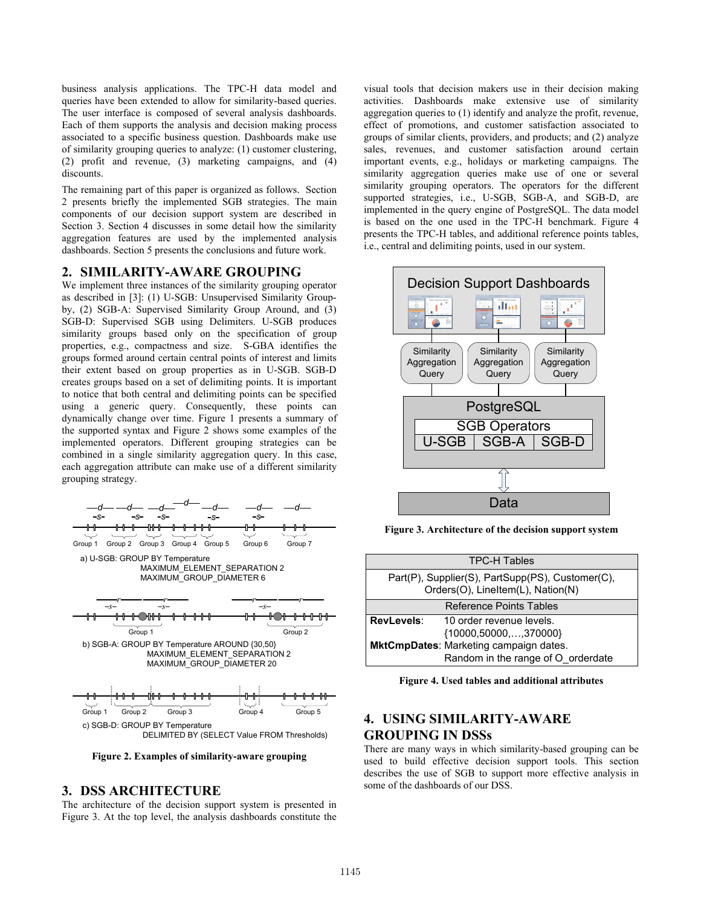business analysis applications. The TPC-H data model and queries have been extended to allow for similarity-based queries. The user interface is composed of several analysis dashboards. Each of them supports the analysis and decision making process associated to a specific business question. Dashboards make use of similarity grouping queries to analyze: (1) customer clustering, (2) profit and revenue, (3) marketing campaigns, and (4) discounts.

The remaining part of this paper is organized as follows. Section 2 presents briefly the implemented SGB strategies. The main components of our decision support system are described in Section 3. Section 4 discusses in some detail how the similarity aggregation features are used by the implemented analysis dashboards. Section 5 presents the conclusions and future work.

## 2. SIMILARITY-AWARE GROUPING

We implement three instances of the similarity grouping operator as described in [3]: (1) U-SGB: Unsupervised Similarity Group-by, (2) SGB-A: Supervised Similarity Group Around, and (3) SGB-D: Supervised SGB using Delimiters. U-SGB produces similarity groups based only on the specification of group properties, e.g., compactness and size. S-GBA identifies the groups formed around certain central points of interest and limits their extent based on group properties as in U-SGB. SGB-D creates groups based on a set of delimiting points. It is important to notice that both central and delimiting points can be specified using a generic query. Consequently, these points can dynamically change over time. Figure 1 presents a summary of the supported syntax and Figure 2 shows some examples of the implemented operators. Different grouping strategies can be combined in a single similarity aggregation query. In this case, each aggregation attribute can make use of a different similarity grouping strategy.

a) U-SGB: GROUP BY Temperature
MAXIMUM_ELEMENT_SEPARATION 2
MAXIMUM_GROUP_DIAMETER 6

b) SGB-A: GROUP BY Temperature AROUND {30,50}
MAXIMUM_ELEMENT_SEPARATION 2
MAXIMUM_GROUP_DIAMETER 20

c) SGB-D: GROUP BY Temperature
DELIMITED BY (SELECT Value FROM Thresholds)

**Figure 2. Examples of similarity-aware grouping**

## 3. DSS ARCHITECTURE

The architecture of the decision support system is presented in Figure 3. At the top level, the analysis dashboards constitute the visual tools that decision makers use in their decision making activities. Dashboards make extensive use of similarity aggregation queries to (1) identify and analyze the profit, revenue, effect of promotions, and customer satisfaction associated to groups of similar clients, providers, and products; and (2) analyze sales, revenues, and customer satisfaction around certain important events, e.g., holidays or marketing campaigns. The similarity aggregation queries make use of one or several similarity grouping operators. The operators for the different supported strategies, i.e., U-SGB, SGB-A, and SGB-D, are implemented in the query engine of PostgreSQL. The data model is based on the one used in the TPC-H benchmark. Figure 4 presents the TPC-H tables, and additional reference points tables, i.e., central and delimiting points, used in our system.

**Figure 3. Architecture of the decision support system**

| TPC-H Tables | |
|---|---|
| Part(P), Supplier(S), PartSupp(PS), Customer(C), Orders(O), LineItem(L), Nation(N) | |
| **Reference Points Tables** | |
| **RevLevels**: | 10 order revenue levels. {10000,50000,…,370000} |
| **MktCmpDates**: | Marketing campaign dates. Random in the range of O_orderdate |

**Figure 4. Used tables and additional attributes**

## 4. USING SIMILARITY-AWARE GROUPING IN DSSs

There are many ways in which similarity-based grouping can be used to build effective decision support tools. This section describes the use of SGB to support more effective analysis in some of the dashboards of our DSS.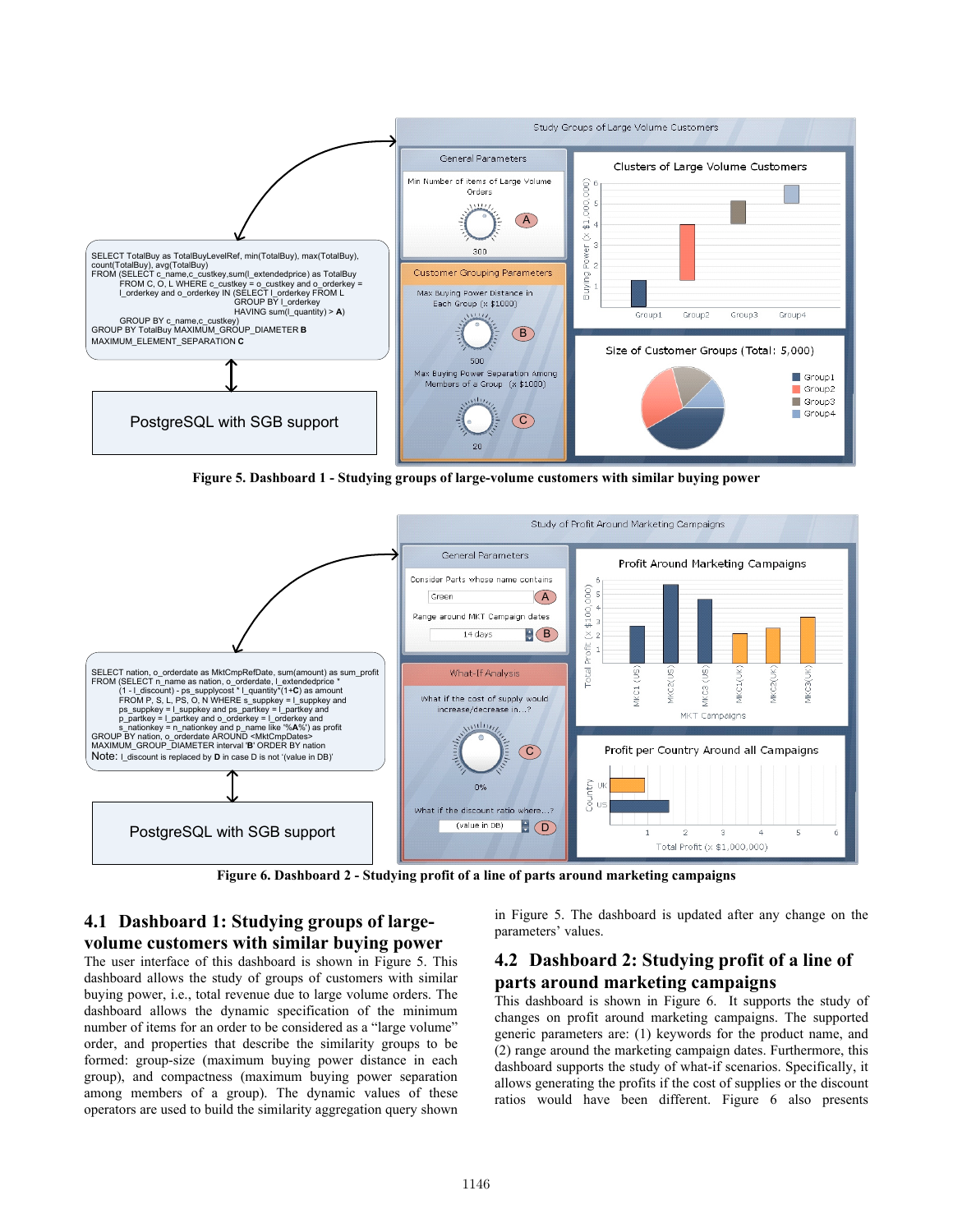```
SELECT TotalBuy as TotalBuyLevelRef, min(TotalBuy), max(TotalBuy),
count(TotalBuy), avg(TotalBuy)
FROM (SELECT c_name,c_custkey,sum(l_extendedprice) as TotalBuy
        FROM C, O, L WHERE c_custkey = o_custkey and o_orderkey =
        l_orderkey and o_orderkey IN (SELECT l_orderkey FROM L
                          GROUP BY l_orderkey
                          HAVING sum(l_quantity) > A)
        GROUP BY c_name,c_custkey)
GROUP BY TotalBuy MAXIMUM_GROUP_DIAMETER B
MAXIMUM_ELEMENT_SEPARATION C
```

PostgreSQL with SGB support

Figure 5. Dashboard 1 - Studying groups of large-volume customers with similar buying power

```
SELECT nation, o_orderdate as MktCmpRefDate, sum(amount) as sum_profit
FROM (SELECT n_name as nation, o_orderdate, l_extendedprice *
        (1 - l_discount) - ps_supplycost * l_quantity*(1+C) as amount
        FROM P, S, L, PS, O, N WHERE s_suppkey = l_suppkey and
        ps_suppkey = l_suppkey and ps_partkey = l_partkey and
        p_partkey = l_partkey and o_orderkey = l_orderkey and
        s_nationkey = n_nationkey and p_name like '%A%') as profit
GROUP BY nation, o_orderdate AROUND <MktCmpDates>
MAXIMUM_GROUP_DIAMETER interval 'B' ORDER BY nation
```
Note: l_discount is replaced by D in case D is not '(value in DB)'

PostgreSQL with SGB support

Figure 6. Dashboard 2 - Studying profit of a line of parts around marketing campaigns

## 4.1 Dashboard 1: Studying groups of large-volume customers with similar buying power

The user interface of this dashboard is shown in Figure 5. This dashboard allows the study of groups of customers with similar buying power, i.e., total revenue due to large volume orders. The dashboard allows the dynamic specification of the minimum number of items for an order to be considered as a "large volume" order, and properties that describe the similarity groups to be formed: group-size (maximum buying power distance in each group), and compactness (maximum buying power separation among members of a group). The dynamic values of these operators are used to build the similarity aggregation query shown in Figure 5. The dashboard is updated after any change on the parameters' values.

## 4.2 Dashboard 2: Studying profit of a line of parts around marketing campaigns

This dashboard is shown in Figure 6. It supports the study of changes on profit around marketing campaigns. The supported generic parameters are: (1) keywords for the product name, and (2) range around the marketing campaign dates. Furthermore, this dashboard supports the study of what-if scenarios. Specifically, it allows generating the profits if the cost of supplies or the discount ratios would have been different. Figure 6 also presents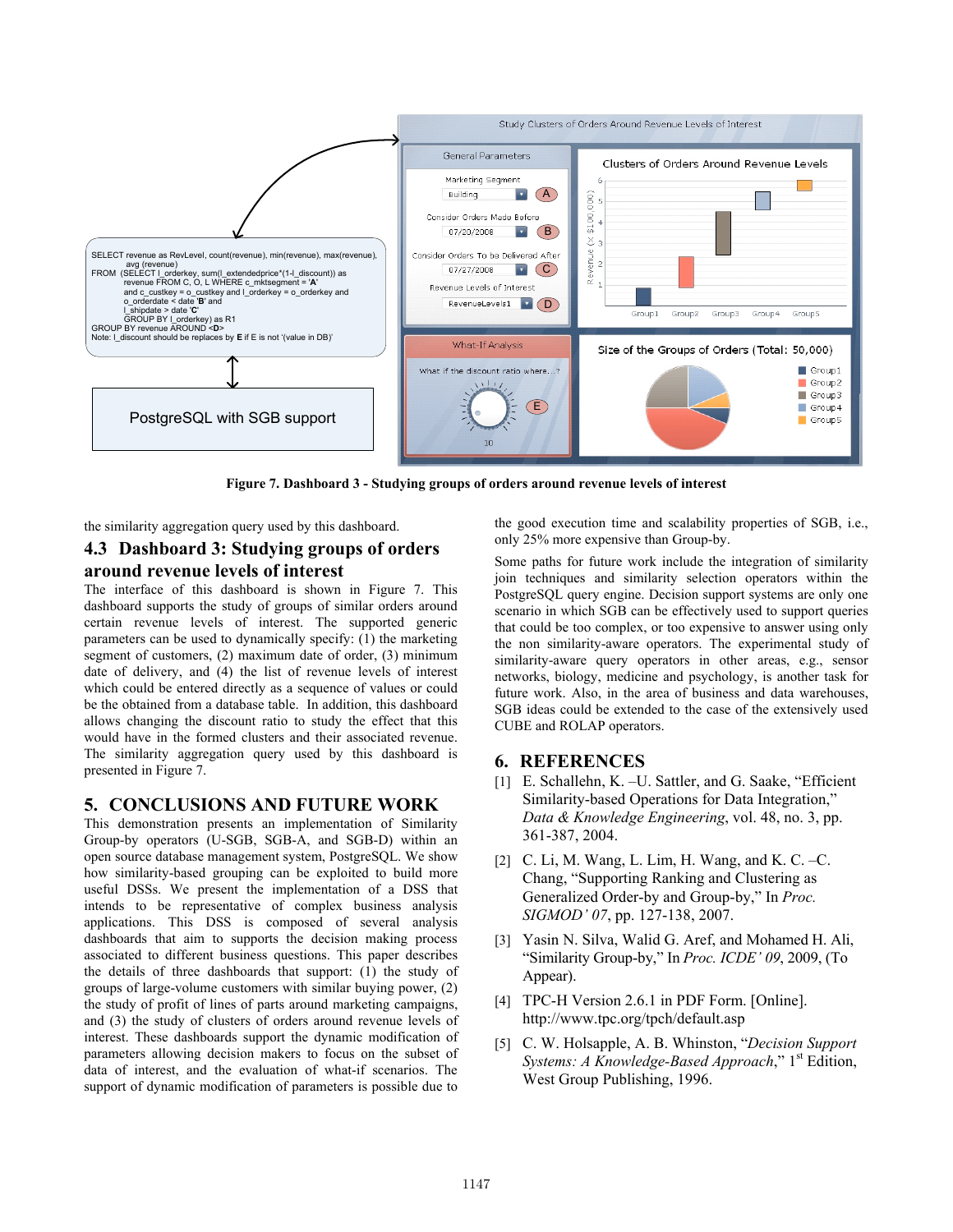Study Clusters of Orders Around Revenue Levels of Interest

General Parameters

Marketing Segment
Building A

Consider Orders Made Before
07/20/2008 B

Consider Orders To be Delivered After
07/27/2008 C

Revenue Levels of Interest
RevenueLevels1 D

Clusters of Orders Around Revenue Levels

Revenue (x $100,000)
6
5
4
3
2
1
Group1 Group2 Group3 Group4 Group5

What-If Analysis

What if the discount ratio where...?
E
30

Size of the Groups of Orders (Total: 50,000)

Group1
Group2
Group3
Group4
Group5

```
SELECT revenue as RevLevel, count(revenue), min(revenue), max(revenue),
        avg (revenue)
FROM  (SELECT l_orderkey, sum(l_extendedprice*(1-l_discount)) as
        revenue FROM C, O, L WHERE c_mktsegment = 'A'
        and c_custkey = o_custkey and l_orderkey = o_orderkey and
        o_orderdate < date 'B' and
        l_shipdate > date 'C'
        GROUP BY l_orderkey) as R1
GROUP BY revenue AROUND <D>
Note: l_discount should be replaces by E if E is not '(value in DB)'
```

PostgreSQL with SGB support

**Figure 7. Dashboard 3 - Studying groups of orders around revenue levels of interest**

the similarity aggregation query used by this dashboard.

### 4.3 Dashboard 3: Studying groups of orders around revenue levels of interest

The interface of this dashboard is shown in Figure 7. This dashboard supports the study of groups of similar orders around certain revenue levels of interest. The supported generic parameters can be used to dynamically specify: (1) the marketing segment of customers, (2) maximum date of order, (3) minimum date of delivery, and (4) the list of revenue levels of interest which could be entered directly as a sequence of values or could be the obtained from a database table. In addition, this dashboard allows changing the discount ratio to study the effect that this would have in the formed clusters and their associated revenue. The similarity aggregation query used by this dashboard is presented in Figure 7.

## 5. CONCLUSIONS AND FUTURE WORK

This demonstration presents an implementation of Similarity Group-by operators (U-SGB, SGB-A, and SGB-D) within an open source database management system, PostgreSQL. We show how similarity-based grouping can be exploited to build more useful DSSs. We present the implementation of a DSS that intends to be representative of complex business analysis applications. This DSS is composed of several analysis dashboards that aim to supports the decision making process associated to different business questions. This paper describes the details of three dashboards that support: (1) the study of groups of large-volume customers with similar buying power, (2) the study of profit of lines of parts around marketing campaigns, and (3) the study of clusters of orders around revenue levels of interest. These dashboards support the dynamic modification of parameters allowing decision makers to focus on the subset of data of interest, and the evaluation of what-if scenarios. The support of dynamic modification of parameters is possible due to the good execution time and scalability properties of SGB, i.e., only 25% more expensive than Group-by.

Some paths for future work include the integration of similarity join techniques and similarity selection operators within the PostgreSQL query engine. Decision support systems are only one scenario in which SGB can be effectively used to support queries that could be too complex, or too expensive to answer using only the non similarity-aware operators. The experimental study of similarity-aware query operators in other areas, e.g., sensor networks, biology, medicine and psychology, is another task for future work. Also, in the area of business and data warehouses, SGB ideas could be extended to the case of the extensively used CUBE and ROLAP operators.

## 6. REFERENCES

[1] E. Schallehn, K. –U. Sattler, and G. Saake, "Efficient Similarity-based Operations for Data Integration," *Data & Knowledge Engineering*, vol. 48, no. 3, pp. 361-387, 2004.

[2] C. Li, M. Wang, L. Lim, H. Wang, and K. C. –C. Chang, "Supporting Ranking and Clustering as Generalized Order-by and Group-by," In *Proc. SIGMOD' 07*, pp. 127-138, 2007.

[3] Yasin N. Silva, Walid G. Aref, and Mohamed H. Ali, "Similarity Group-by," In *Proc. ICDE' 09*, 2009, (To Appear).

[4] TPC-H Version 2.6.1 in PDF Form. [Online]. http://www.tpc.org/tpch/default.asp

[5] C. W. Holsapple, A. B. Whinston, "*Decision Support Systems: A Knowledge-Based Approach*," 1st Edition, West Group Publishing, 1996.